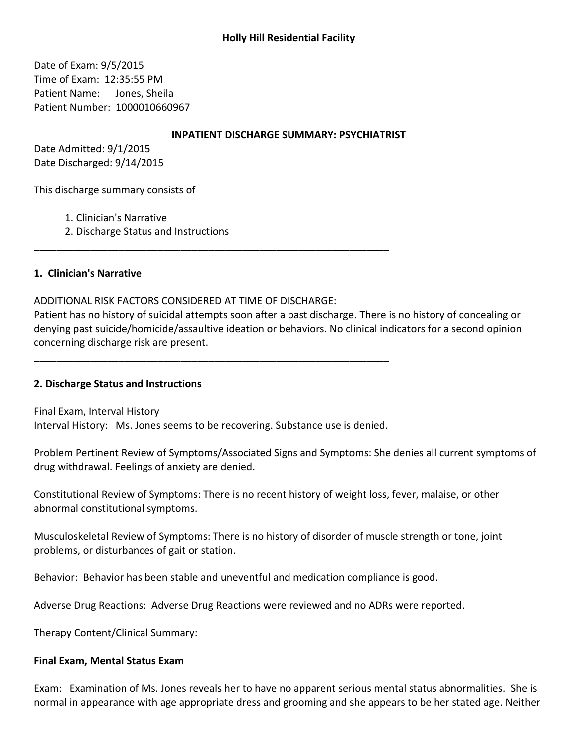**Holly Hill Residential Facility**

Date of Exam: 9/5/2015
Time of Exam: 12:35:55 PM
Patient Name: Jones, Sheila
Patient Number: 1000010660967

**INPATIENT DISCHARGE SUMMARY: PSYCHIATRIST**

Date Admitted: 9/1/2015
Date Discharged: 9/14/2015

This discharge summary consists of

1. Clinician's Narrative
2. Discharge Status and Instructions

---

## 1. Clinician's Narrative

ADDITIONAL RISK FACTORS CONSIDERED AT TIME OF DISCHARGE:
Patient has no history of suicidal attempts soon after a past discharge. There is no history of concealing or denying past suicide/homicide/assaultive ideation or behaviors. No clinical indicators for a second opinion concerning discharge risk are present.

---

## 2. Discharge Status and Instructions

Final Exam, Interval History
Interval History: Ms. Jones seems to be recovering. Substance use is denied.

Problem Pertinent Review of Symptoms/Associated Signs and Symptoms: She denies all current symptoms of drug withdrawal. Feelings of anxiety are denied.

Constitutional Review of Symptoms: There is no recent history of weight loss, fever, malaise, or other abnormal constitutional symptoms.

Musculoskeletal Review of Symptoms: There is no history of disorder of muscle strength or tone, joint problems, or disturbances of gait or station.

Behavior: Behavior has been stable and uneventful and medication compliance is good.

Adverse Drug Reactions: Adverse Drug Reactions were reviewed and no ADRs were reported.

Therapy Content/Clinical Summary:

**Final Exam, Mental Status Exam**

Exam: Examination of Ms. Jones reveals her to have no apparent serious mental status abnormalities. She is normal in appearance with age appropriate dress and grooming and she appears to be her stated age. Neither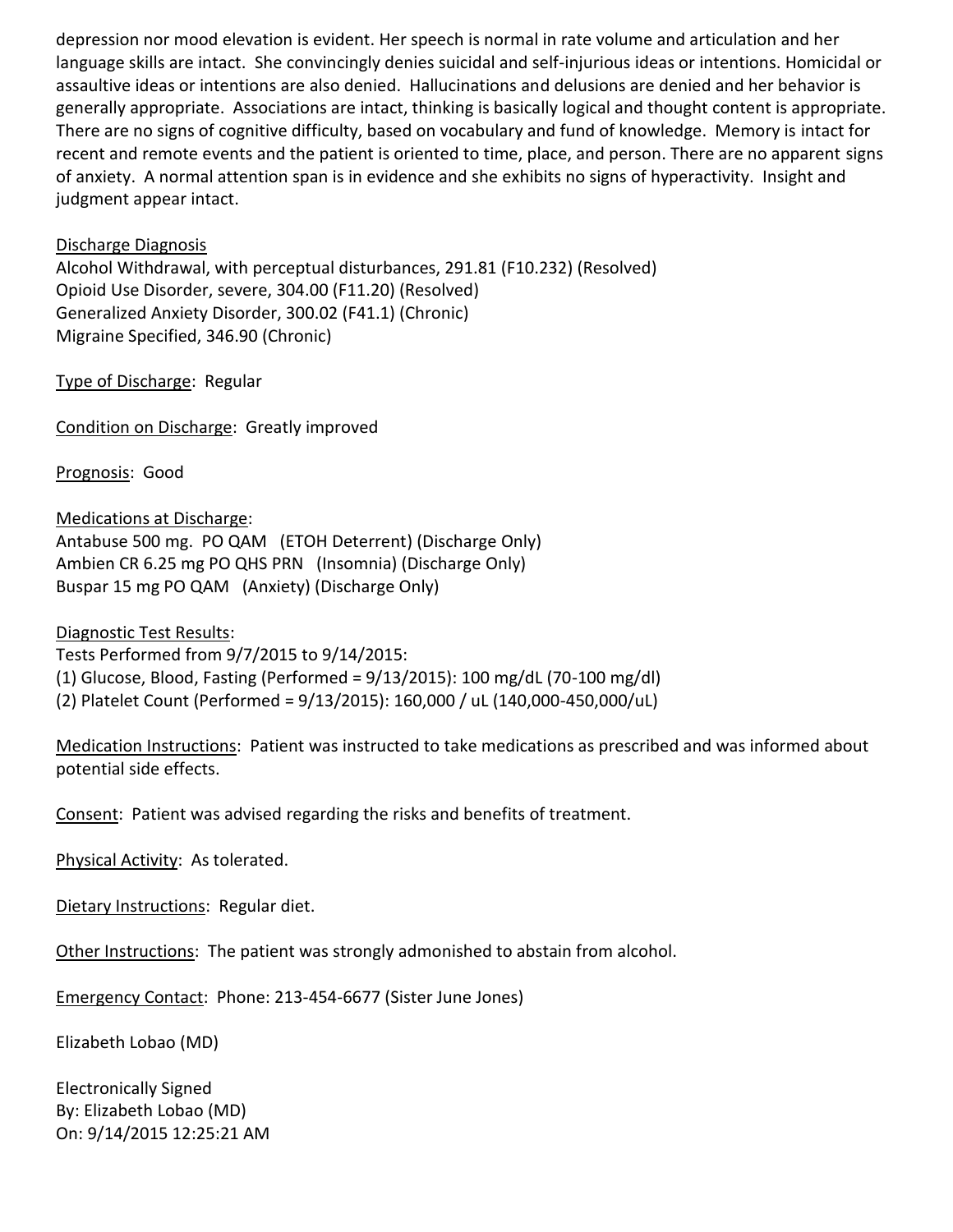depression nor mood elevation is evident. Her speech is normal in rate volume and articulation and her language skills are intact. She convincingly denies suicidal and self-injurious ideas or intentions. Homicidal or assaultive ideas or intentions are also denied. Hallucinations and delusions are denied and her behavior is generally appropriate. Associations are intact, thinking is basically logical and thought content is appropriate. There are no signs of cognitive difficulty, based on vocabulary and fund of knowledge. Memory is intact for recent and remote events and the patient is oriented to time, place, and person. There are no apparent signs of anxiety. A normal attention span is in evidence and she exhibits no signs of hyperactivity. Insight and judgment appear intact.

Discharge Diagnosis
Alcohol Withdrawal, with perceptual disturbances, 291.81 (F10.232) (Resolved)
Opioid Use Disorder, severe, 304.00 (F11.20) (Resolved)
Generalized Anxiety Disorder, 300.02 (F41.1) (Chronic)
Migraine Specified, 346.90 (Chronic)

Type of Discharge: Regular

Condition on Discharge: Greatly improved

Prognosis: Good

Medications at Discharge:
Antabuse 500 mg. PO QAM (ETOH Deterrent) (Discharge Only)
Ambien CR 6.25 mg PO QHS PRN (Insomnia) (Discharge Only)
Buspar 15 mg PO QAM (Anxiety) (Discharge Only)

Diagnostic Test Results:
Tests Performed from 9/7/2015 to 9/14/2015:
(1) Glucose, Blood, Fasting (Performed = 9/13/2015): 100 mg/dL (70-100 mg/dl)
(2) Platelet Count (Performed = 9/13/2015): 160,000 / uL (140,000-450,000/uL)

Medication Instructions: Patient was instructed to take medications as prescribed and was informed about potential side effects.

Consent: Patient was advised regarding the risks and benefits of treatment.

Physical Activity: As tolerated.

Dietary Instructions: Regular diet.

Other Instructions: The patient was strongly admonished to abstain from alcohol.

Emergency Contact: Phone: 213-454-6677 (Sister June Jones)

Elizabeth Lobao (MD)

Electronically Signed
By: Elizabeth Lobao (MD)
On: 9/14/2015 12:25:21 AM